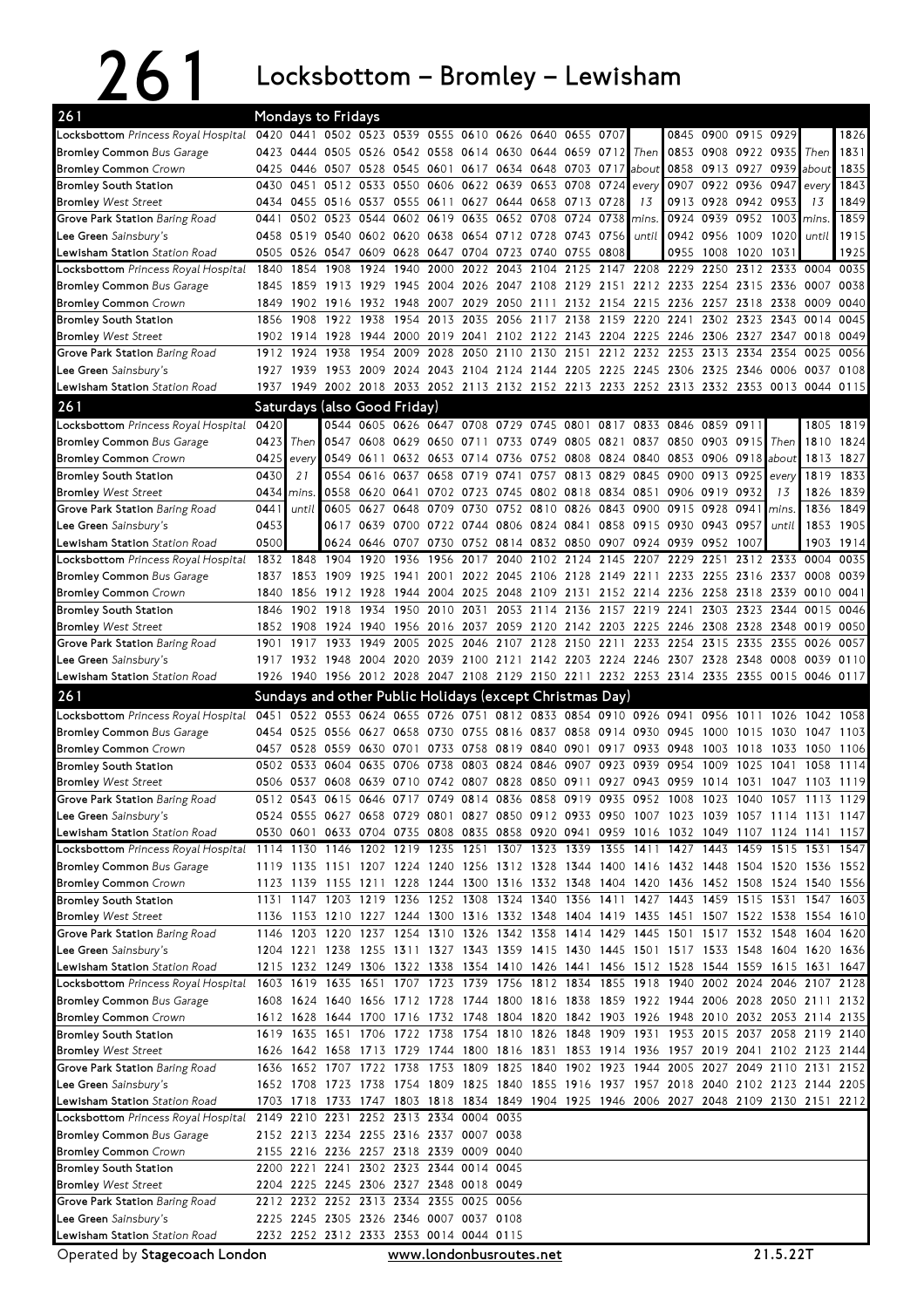# 261 Locksbottom – Bromley – Lewisham

## 261 Mondays to Fridays

| Stop | | | | | | | | | | | | | | | | | | | |
|---|---|---|---|---|---|---|---|---|---|---|---|---|---|---|---|---|---|---|---|
| **Locksbottom** *Princess Royal Hospital* | 0420 | 0441 | 0502 | 0523 | 0539 | 0555 | 0610 | 0626 | 0640 | 0655 | 0707 | | 0845 | 0900 | 0915 | 0929 | | 1826 |
| **Bromley Common** *Bus Garage* | 0423 | 0444 | 0505 | 0526 | 0542 | 0558 | 0614 | 0630 | 0644 | 0659 | 0712 | Then | 0853 | 0908 | 0922 | 0935 | Then | 1831 |
| **Bromley Common** *Crown* | 0425 | 0446 | 0507 | 0528 | 0545 | 0601 | 0617 | 0634 | 0648 | 0703 | 0717 | about | 0858 | 0913 | 0927 | 0939 | about | 1835 |
| **Bromley South Station** | 0430 | 0451 | 0512 | 0533 | 0550 | 0606 | 0622 | 0639 | 0653 | 0708 | 0724 | every | 0907 | 0922 | 0936 | 0947 | every | 1843 |
| **Bromley** *West Street* | 0434 | 0455 | 0516 | 0537 | 0555 | 0611 | 0627 | 0644 | 0658 | 0713 | 0728 | 13 | 0913 | 0928 | 0942 | 0953 | 13 | 1849 |
| **Grove Park Station** *Baring Road* | 0441 | 0502 | 0523 | 0544 | 0602 | 0619 | 0635 | 0652 | 0708 | 0724 | 0738 | mins. | 0924 | 0939 | 0952 | 1003 | mins. | 1859 |
| **Lee Green** *Sainsbury's* | 0458 | 0519 | 0540 | 0602 | 0620 | 0638 | 0654 | 0712 | 0728 | 0743 | 0756 | until | 0942 | 0956 | 1009 | 1020 | until | 1915 |
| **Lewisham Station** *Station Road* | 0505 | 0526 | 0547 | 0609 | 0628 | 0647 | 0704 | 0723 | 0740 | 0755 | 0808 | | 0955 | 1008 | 1020 | 1031 | | 1925 |

| Stop | | | | | | | | | | | | | | | | | | |
|---|---|---|---|---|---|---|---|---|---|---|---|---|---|---|---|---|---|---|
| **Locksbottom** *Princess Royal Hospital* | 1840 | 1854 | 1908 | 1924 | 1940 | 2000 | 2022 | 2043 | 2104 | 2125 | 2147 | 2208 | 2229 | 2250 | 2312 | 2333 | 0004 | 0035 |
| **Bromley Common** *Bus Garage* | 1845 | 1859 | 1913 | 1929 | 1945 | 2004 | 2026 | 2047 | 2108 | 2129 | 2151 | 2212 | 2233 | 2254 | 2315 | 2336 | 0007 | 0038 |
| **Bromley Common** *Crown* | 1849 | 1902 | 1916 | 1932 | 1948 | 2007 | 2029 | 2050 | 2111 | 2132 | 2154 | 2215 | 2236 | 2257 | 2318 | 2338 | 0009 | 0040 |
| **Bromley South Station** | 1856 | 1908 | 1922 | 1938 | 1954 | 2013 | 2035 | 2056 | 2117 | 2138 | 2159 | 2220 | 2241 | 2302 | 2323 | 2343 | 0014 | 0045 |
| **Bromley** *West Street* | 1902 | 1914 | 1928 | 1944 | 2000 | 2019 | 2041 | 2102 | 2122 | 2143 | 2204 | 2225 | 2246 | 2306 | 2327 | 2347 | 0018 | 0049 |
| **Grove Park Station** *Baring Road* | 1912 | 1924 | 1938 | 1954 | 2009 | 2028 | 2050 | 2110 | 2130 | 2151 | 2212 | 2232 | 2253 | 2313 | 2334 | 2354 | 0025 | 0056 |
| **Lee Green** *Sainsbury's* | 1927 | 1939 | 1953 | 2009 | 2024 | 2043 | 2104 | 2124 | 2144 | 2205 | 2225 | 2245 | 2306 | 2325 | 2346 | 0006 | 0037 | 0108 |
| **Lewisham Station** *Station Road* | 1937 | 1949 | 2002 | 2018 | 2033 | 2052 | 2113 | 2132 | 2152 | 2213 | 2233 | 2252 | 2313 | 2332 | 2353 | 0013 | 0044 | 0115 |

## 261 Saturdays (also Good Friday)

| Stop | | | | | | | | | | | | | | | | | | |
|---|---|---|---|---|---|---|---|---|---|---|---|---|---|---|---|---|---|---|
| **Locksbottom** *Princess Royal Hospital* | 0420 | | 0544 | 0605 | 0626 | 0647 | 0708 | 0729 | 0745 | 0801 | 0817 | 0833 | 0846 | 0859 | 0911 | | 1805 | 1819 |
| **Bromley Common** *Bus Garage* | 0423 | Then | 0547 | 0608 | 0629 | 0650 | 0711 | 0733 | 0749 | 0805 | 0821 | 0837 | 0850 | 0903 | 0915 | Then | 1810 | 1824 |
| **Bromley Common** *Crown* | 0425 | every | 0549 | 0611 | 0632 | 0653 | 0714 | 0736 | 0752 | 0808 | 0824 | 0840 | 0853 | 0906 | 0918 | about | 1813 | 1827 |
| **Bromley South Station** | 0430 | 21 | 0554 | 0616 | 0637 | 0658 | 0719 | 0741 | 0757 | 0813 | 0829 | 0845 | 0900 | 0913 | 0925 | every | 1819 | 1833 |
| **Bromley** *West Street* | 0434 | mins. | 0558 | 0620 | 0641 | 0702 | 0723 | 0745 | 0802 | 0818 | 0834 | 0851 | 0906 | 0919 | 0932 | 13 | 1826 | 1839 |
| **Grove Park Station** *Baring Road* | 0441 | until | 0605 | 0627 | 0648 | 0709 | 0730 | 0752 | 0810 | 0826 | 0843 | 0900 | 0915 | 0928 | 0941 | mins. | 1836 | 1849 |
| **Lee Green** *Sainsbury's* | 0453 | | 0617 | 0639 | 0700 | 0722 | 0744 | 0806 | 0824 | 0841 | 0858 | 0915 | 0930 | 0943 | 0957 | until | 1853 | 1905 |
| **Lewisham Station** *Station Road* | 0500 | | 0624 | 0646 | 0707 | 0730 | 0752 | 0814 | 0832 | 0850 | 0907 | 0924 | 0939 | 0952 | 1007 | | 1903 | 1914 |

| Stop | | | | | | | | | | | | | | | | | | |
|---|---|---|---|---|---|---|---|---|---|---|---|---|---|---|---|---|---|---|
| **Locksbottom** *Princess Royal Hospital* | 1832 | 1848 | 1904 | 1920 | 1936 | 1956 | 2017 | 2040 | 2102 | 2124 | 2145 | 2207 | 2229 | 2251 | 2312 | 2333 | 0004 | 0035 |
| **Bromley Common** *Bus Garage* | 1837 | 1853 | 1909 | 1925 | 1941 | 2001 | 2022 | 2045 | 2106 | 2128 | 2149 | 2211 | 2233 | 2255 | 2316 | 2337 | 0008 | 0039 |
| **Bromley Common** *Crown* | 1840 | 1856 | 1912 | 1928 | 1944 | 2004 | 2025 | 2048 | 2109 | 2131 | 2152 | 2214 | 2236 | 2258 | 2318 | 2339 | 0010 | 0041 |
| **Bromley South Station** | 1846 | 1902 | 1918 | 1934 | 1950 | 2010 | 2031 | 2053 | 2114 | 2136 | 2157 | 2219 | 2241 | 2303 | 2323 | 2344 | 0015 | 0046 |
| **Bromley** *West Street* | 1852 | 1908 | 1924 | 1940 | 1956 | 2016 | 2037 | 2059 | 2120 | 2142 | 2203 | 2225 | 2246 | 2308 | 2328 | 2348 | 0019 | 0050 |
| **Grove Park Station** *Baring Road* | 1901 | 1917 | 1933 | 1949 | 2005 | 2025 | 2046 | 2107 | 2128 | 2150 | 2211 | 2233 | 2254 | 2315 | 2335 | 2355 | 0026 | 0057 |
| **Lee Green** *Sainsbury's* | 1917 | 1932 | 1948 | 2004 | 2020 | 2039 | 2100 | 2121 | 2142 | 2203 | 2224 | 2246 | 2307 | 2328 | 2348 | 0008 | 0039 | 0110 |
| **Lewisham Station** *Station Road* | 1926 | 1940 | 1956 | 2012 | 2028 | 2047 | 2108 | 2129 | 2150 | 2211 | 2232 | 2253 | 2314 | 2335 | 2355 | 0015 | 0046 | 0117 |

## 261 Sundays and other Public Holidays (except Christmas Day)

| Stop | | | | | | | | | | | | | | | | | | |
|---|---|---|---|---|---|---|---|---|---|---|---|---|---|---|---|---|---|---|
| **Locksbottom** *Princess Royal Hospital* | 0451 | 0522 | 0553 | 0624 | 0655 | 0726 | 0751 | 0812 | 0833 | 0854 | 0910 | 0926 | 0941 | 0956 | 1011 | 1026 | 1042 | 1058 |
| **Bromley Common** *Bus Garage* | 0454 | 0525 | 0556 | 0627 | 0658 | 0730 | 0755 | 0816 | 0837 | 0858 | 0914 | 0930 | 0945 | 1000 | 1015 | 1030 | 1047 | 1103 |
| **Bromley Common** *Crown* | 0457 | 0528 | 0559 | 0630 | 0701 | 0733 | 0758 | 0819 | 0840 | 0901 | 0917 | 0933 | 0948 | 1003 | 1018 | 1033 | 1050 | 1106 |
| **Bromley South Station** | 0502 | 0533 | 0604 | 0635 | 0706 | 0738 | 0803 | 0824 | 0846 | 0907 | 0923 | 0939 | 0954 | 1009 | 1025 | 1041 | 1058 | 1114 |
| **Bromley** *West Street* | 0506 | 0537 | 0608 | 0639 | 0710 | 0742 | 0807 | 0828 | 0850 | 0911 | 0927 | 0943 | 0959 | 1014 | 1031 | 1047 | 1103 | 1119 |
| **Grove Park Station** *Baring Road* | 0512 | 0543 | 0615 | 0646 | 0717 | 0749 | 0814 | 0836 | 0858 | 0919 | 0935 | 0952 | 1008 | 1023 | 1040 | 1057 | 1113 | 1129 |
| **Lee Green** *Sainsbury's* | 0524 | 0555 | 0627 | 0658 | 0729 | 0801 | 0827 | 0850 | 0912 | 0933 | 0950 | 1007 | 1023 | 1039 | 1057 | 1114 | 1131 | 1147 |
| **Lewisham Station** *Station Road* | 0530 | 0601 | 0633 | 0704 | 0735 | 0808 | 0835 | 0858 | 0920 | 0941 | 0959 | 1016 | 1032 | 1049 | 1107 | 1124 | 1141 | 1157 |

| Stop | | | | | | | | | | | | | | | | | | |
|---|---|---|---|---|---|---|---|---|---|---|---|---|---|---|---|---|---|---|
| **Locksbottom** *Princess Royal Hospital* | 1114 | 1130 | 1146 | 1202 | 1219 | 1235 | 1251 | 1307 | 1323 | 1339 | 1355 | 1411 | 1427 | 1443 | 1459 | 1515 | 1531 | 1547 |
| **Bromley Common** *Bus Garage* | 1119 | 1135 | 1151 | 1207 | 1224 | 1240 | 1256 | 1312 | 1328 | 1344 | 1400 | 1416 | 1432 | 1448 | 1504 | 1520 | 1536 | 1552 |
| **Bromley Common** *Crown* | 1123 | 1139 | 1155 | 1211 | 1228 | 1244 | 1300 | 1316 | 1332 | 1348 | 1404 | 1420 | 1436 | 1452 | 1508 | 1524 | 1540 | 1556 |
| **Bromley South Station** | 1131 | 1147 | 1203 | 1219 | 1236 | 1252 | 1308 | 1324 | 1340 | 1356 | 1411 | 1427 | 1443 | 1459 | 1515 | 1531 | 1547 | 1603 |
| **Bromley** *West Street* | 1136 | 1153 | 1210 | 1227 | 1244 | 1300 | 1316 | 1332 | 1348 | 1404 | 1419 | 1435 | 1451 | 1507 | 1522 | 1538 | 1554 | 1610 |
| **Grove Park Station** *Baring Road* | 1146 | 1203 | 1220 | 1237 | 1254 | 1310 | 1326 | 1342 | 1358 | 1414 | 1429 | 1445 | 1501 | 1517 | 1532 | 1548 | 1604 | 1620 |
| **Lee Green** *Sainsbury's* | 1204 | 1221 | 1238 | 1255 | 1311 | 1327 | 1343 | 1359 | 1415 | 1430 | 1445 | 1501 | 1517 | 1533 | 1548 | 1604 | 1620 | 1636 |
| **Lewisham Station** *Station Road* | 1215 | 1232 | 1249 | 1306 | 1322 | 1338 | 1354 | 1410 | 1426 | 1441 | 1456 | 1512 | 1528 | 1544 | 1559 | 1615 | 1631 | 1647 |

| Stop | | | | | | | | | | | | | | | | | | |
|---|---|---|---|---|---|---|---|---|---|---|---|---|---|---|---|---|---|---|
| **Locksbottom** *Princess Royal Hospital* | 1603 | 1619 | 1635 | 1651 | 1707 | 1723 | 1739 | 1756 | 1812 | 1834 | 1855 | 1918 | 1940 | 2002 | 2024 | 2046 | 2107 | 2128 |
| **Bromley Common** *Bus Garage* | 1608 | 1624 | 1640 | 1656 | 1712 | 1728 | 1744 | 1800 | 1816 | 1838 | 1859 | 1922 | 1944 | 2006 | 2028 | 2050 | 2111 | 2132 |
| **Bromley Common** *Crown* | 1612 | 1628 | 1644 | 1700 | 1716 | 1732 | 1748 | 1804 | 1820 | 1842 | 1903 | 1926 | 1948 | 2010 | 2032 | 2053 | 2114 | 2135 |
| **Bromley South Station** | 1619 | 1635 | 1651 | 1706 | 1722 | 1738 | 1754 | 1810 | 1826 | 1848 | 1909 | 1931 | 1953 | 2015 | 2037 | 2058 | 2119 | 2140 |
| **Bromley** *West Street* | 1626 | 1642 | 1658 | 1713 | 1729 | 1744 | 1800 | 1816 | 1831 | 1853 | 1914 | 1936 | 1957 | 2019 | 2041 | 2102 | 2123 | 2144 |
| **Grove Park Station** *Baring Road* | 1636 | 1652 | 1707 | 1722 | 1738 | 1753 | 1809 | 1825 | 1840 | 1902 | 1923 | 1944 | 2005 | 2027 | 2049 | 2110 | 2131 | 2152 |
| **Lee Green** *Sainsbury's* | 1652 | 1708 | 1723 | 1738 | 1754 | 1809 | 1825 | 1840 | 1855 | 1916 | 1937 | 1957 | 2018 | 2040 | 2102 | 2123 | 2144 | 2205 |
| **Lewisham Station** *Station Road* | 1703 | 1718 | 1733 | 1747 | 1803 | 1818 | 1834 | 1849 | 1904 | 1925 | 1946 | 2006 | 2027 | 2048 | 2109 | 2130 | 2151 | 2212 |

| Stop | | | | | | | | |
|---|---|---|---|---|---|---|---|---|
| **Locksbottom** *Princess Royal Hospital* | 2149 | 2210 | 2231 | 2252 | 2313 | 2334 | 0004 | 0035 |
| **Bromley Common** *Bus Garage* | 2152 | 2213 | 2234 | 2255 | 2316 | 2337 | 0007 | 0038 |
| **Bromley Common** *Crown* | 2155 | 2216 | 2236 | 2257 | 2318 | 2339 | 0009 | 0040 |
| **Bromley South Station** | 2200 | 2221 | 2241 | 2302 | 2323 | 2344 | 0014 | 0045 |
| **Bromley** *West Street* | 2204 | 2225 | 2245 | 2306 | 2327 | 2348 | 0018 | 0049 |
| **Grove Park Station** *Baring Road* | 2212 | 2232 | 2252 | 2313 | 2334 | 2355 | 0025 | 0056 |
| **Lee Green** *Sainsbury's* | 2225 | 2245 | 2305 | 2326 | 2346 | 0007 | 0037 | 0108 |
| **Lewisham Station** *Station Road* | 2232 | 2252 | 2312 | 2333 | 2353 | 0014 | 0044 | 0115 |

Operated by **Stagecoach London** www.londonbusroutes.net 21.5.22T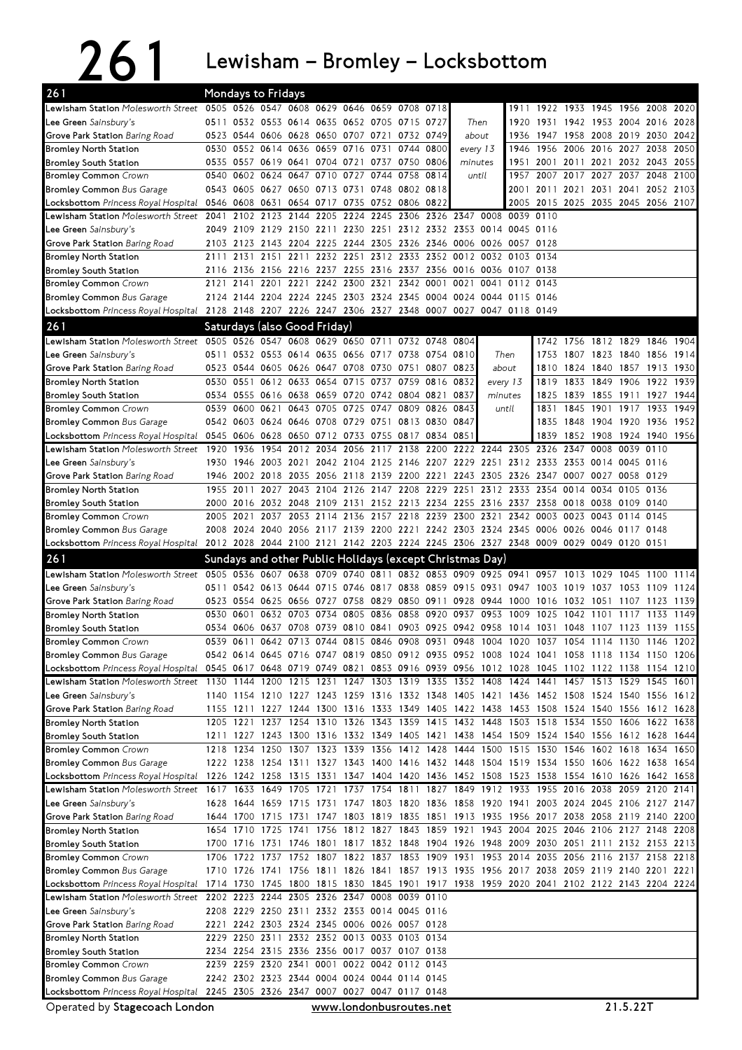# 261 Lewisham – Bromley – Locksbottom

## Mondays to Fridays

| 261 | | | | | | | | | | | | | | | | | |
|---|---|---|---|---|---|---|---|---|---|---|---|---|---|---|---|---|---|
| **Lewisham Station** *Molesworth Street* | 0505 | 0526 | 0547 | 0608 | 0629 | 0646 | 0659 | 0708 | 0718 | Then | 1911 | 1922 | 1933 | 1945 | 1956 | 2008 | 2020 |
| **Lee Green** *Sainsbury's* | 0511 | 0532 | 0553 | 0614 | 0635 | 0652 | 0705 | 0715 | 0727 | about | 1920 | 1931 | 1942 | 1953 | 2004 | 2016 | 2028 |
| **Grove Park Station** *Baring Road* | 0523 | 0544 | 0606 | 0628 | 0650 | 0707 | 0721 | 0732 | 0749 | every 13 | 1936 | 1947 | 1958 | 2008 | 2019 | 2030 | 2042 |
| **Bromley North Station** | 0530 | 0552 | 0614 | 0636 | 0659 | 0716 | 0731 | 0744 | 0800 | minutes | 1946 | 1956 | 2006 | 2016 | 2027 | 2038 | 2050 |
| **Bromley South Station** | 0535 | 0557 | 0619 | 0641 | 0704 | 0721 | 0737 | 0750 | 0806 | until | 1951 | 2001 | 2011 | 2021 | 2032 | 2043 | 2055 |
| **Bromley Common** *Crown* | 0540 | 0602 | 0624 | 0647 | 0710 | 0727 | 0744 | 0758 | 0814 | | 1957 | 2007 | 2017 | 2027 | 2037 | 2048 | 2100 |
| **Bromley Common** *Bus Garage* | 0543 | 0605 | 0627 | 0650 | 0713 | 0731 | 0748 | 0802 | 0818 | | 2001 | 2011 | 2021 | 2031 | 2041 | 2052 | 2103 |
| **Locksbottom** *Princess Royal Hospital* | 0546 | 0608 | 0631 | 0654 | 0717 | 0735 | 0752 | 0806 | 0822 | | 2005 | 2015 | 2025 | 2035 | 2045 | 2056 | 2107 |
| **Lewisham Station** *Molesworth Street* | 2041 | 2102 | 2123 | 2144 | 2205 | 2224 | 2245 | 2306 | 2326 | 2347 | 0008 | 0039 | 0110 | | | | |
| **Lee Green** *Sainsbury's* | 2049 | 2109 | 2129 | 2150 | 2211 | 2230 | 2251 | 2312 | 2332 | 2353 | 0014 | 0045 | 0116 | | | | |
| **Grove Park Station** *Baring Road* | 2103 | 2123 | 2143 | 2204 | 2225 | 2244 | 2305 | 2326 | 2346 | 0006 | 0026 | 0057 | 0128 | | | | |
| **Bromley North Station** | 2111 | 2131 | 2151 | 2211 | 2232 | 2251 | 2312 | 2333 | 2352 | 0012 | 0032 | 0103 | 0134 | | | | |
| **Bromley South Station** | 2116 | 2136 | 2156 | 2216 | 2237 | 2255 | 2316 | 2337 | 2356 | 0016 | 0036 | 0107 | 0138 | | | | |
| **Bromley Common** *Crown* | 2121 | 2141 | 2201 | 2221 | 2242 | 2300 | 2321 | 2342 | 0001 | 0021 | 0041 | 0112 | 0143 | | | | |
| **Bromley Common** *Bus Garage* | 2124 | 2144 | 2204 | 2224 | 2245 | 2303 | 2324 | 2345 | 0004 | 0024 | 0044 | 0115 | 0146 | | | | |
| **Locksbottom** *Princess Royal Hospital* | 2128 | 2148 | 2207 | 2226 | 2247 | 2306 | 2327 | 2348 | 0007 | 0027 | 0047 | 0118 | 0149 | | | | |

## Saturdays (also Good Friday)

| 261 | | | | | | | | | | | | | | | | | | |
|---|---|---|---|---|---|---|---|---|---|---|---|---|---|---|---|---|---|---|
| **Lewisham Station** *Molesworth Street* | 0505 | 0526 | 0547 | 0608 | 0629 | 0650 | 0711 | 0732 | 0748 | 0804 | Then | | 1742 | 1756 | 1812 | 1829 | 1846 | 1904 |
| **Lee Green** *Sainsbury's* | 0511 | 0532 | 0553 | 0614 | 0635 | 0656 | 0717 | 0738 | 0754 | 0810 | about | | 1753 | 1807 | 1823 | 1840 | 1856 | 1914 |
| **Grove Park Station** *Baring Road* | 0523 | 0544 | 0605 | 0626 | 0647 | 0708 | 0730 | 0751 | 0807 | 0823 | every 13 | | 1810 | 1824 | 1840 | 1857 | 1913 | 1930 |
| **Bromley North Station** | 0530 | 0551 | 0612 | 0633 | 0654 | 0715 | 0737 | 0759 | 0816 | 0832 | minutes | | 1819 | 1833 | 1849 | 1906 | 1922 | 1939 |
| **Bromley South Station** | 0534 | 0555 | 0616 | 0638 | 0659 | 0720 | 0742 | 0804 | 0821 | 0837 | until | | 1825 | 1839 | 1855 | 1911 | 1927 | 1944 |
| **Bromley Common** *Crown* | 0539 | 0600 | 0621 | 0643 | 0705 | 0725 | 0747 | 0809 | 0826 | 0843 | | | 1831 | 1845 | 1901 | 1917 | 1933 | 1949 |
| **Bromley Common** *Bus Garage* | 0542 | 0603 | 0624 | 0646 | 0708 | 0729 | 0751 | 0813 | 0830 | 0847 | | | 1835 | 1848 | 1904 | 1920 | 1936 | 1952 |
| **Locksbottom** *Princess Royal Hospital* | 0545 | 0606 | 0628 | 0650 | 0712 | 0733 | 0755 | 0817 | 0834 | 0851 | | | 1839 | 1852 | 1908 | 1924 | 1940 | 1956 |
| **Lewisham Station** *Molesworth Street* | 1920 | 1936 | 1954 | 2012 | 2034 | 2056 | 2117 | 2138 | 2200 | 2222 | 2244 | 2305 | 2326 | 2347 | 0008 | 0039 | 0110 | |
| **Lee Green** *Sainsbury's* | 1930 | 1946 | 2003 | 2021 | 2042 | 2104 | 2125 | 2146 | 2207 | 2229 | 2251 | 2312 | 2333 | 2353 | 0014 | 0045 | 0116 | |
| **Grove Park Station** *Baring Road* | 1946 | 2002 | 2018 | 2035 | 2056 | 2118 | 2139 | 2200 | 2221 | 2243 | 2305 | 2326 | 2347 | 0007 | 0027 | 0058 | 0129 | |
| **Bromley North Station** | 1955 | 2011 | 2027 | 2043 | 2104 | 2126 | 2147 | 2208 | 2229 | 2251 | 2312 | 2333 | 2354 | 0014 | 0034 | 0105 | 0136 | |
| **Bromley South Station** | 2000 | 2016 | 2032 | 2048 | 2109 | 2131 | 2152 | 2213 | 2234 | 2255 | 2316 | 2337 | 2358 | 0018 | 0038 | 0109 | 0140 | |
| **Bromley Common** *Crown* | 2005 | 2021 | 2037 | 2053 | 2114 | 2136 | 2157 | 2218 | 2239 | 2300 | 2321 | 2342 | 0003 | 0023 | 0043 | 0114 | 0145 | |
| **Bromley Common** *Bus Garage* | 2008 | 2024 | 2040 | 2056 | 2117 | 2139 | 2200 | 2221 | 2242 | 2303 | 2324 | 2345 | 0006 | 0026 | 0046 | 0117 | 0148 | |
| **Locksbottom** *Princess Royal Hospital* | 2012 | 2028 | 2044 | 2100 | 2121 | 2142 | 2203 | 2224 | 2245 | 2306 | 2327 | 2348 | 0009 | 0029 | 0049 | 0120 | 0151 | |

## Sundays and other Public Holidays (except Christmas Day)

| 261 | | | | | | | | | | | | | | | | | | |
|---|---|---|---|---|---|---|---|---|---|---|---|---|---|---|---|---|---|---|
| **Lewisham Station** *Molesworth Street* | 0505 | 0536 | 0607 | 0638 | 0709 | 0740 | 0811 | 0832 | 0853 | 0909 | 0925 | 0941 | 0957 | 1013 | 1029 | 1045 | 1100 | 1114 |
| **Lee Green** *Sainsbury's* | 0511 | 0542 | 0613 | 0644 | 0715 | 0746 | 0817 | 0838 | 0859 | 0915 | 0931 | 0947 | 1003 | 1019 | 1037 | 1053 | 1109 | 1124 |
| **Grove Park Station** *Baring Road* | 0523 | 0554 | 0625 | 0656 | 0727 | 0758 | 0829 | 0850 | 0911 | 0928 | 0944 | 1000 | 1016 | 1032 | 1051 | 1107 | 1123 | 1139 |
| **Bromley North Station** | 0530 | 0601 | 0632 | 0703 | 0734 | 0805 | 0836 | 0858 | 0920 | 0937 | 0953 | 1009 | 1025 | 1042 | 1101 | 1117 | 1133 | 1149 |
| **Bromley South Station** | 0534 | 0606 | 0637 | 0708 | 0739 | 0810 | 0841 | 0903 | 0925 | 0942 | 0958 | 1014 | 1031 | 1048 | 1107 | 1123 | 1139 | 1155 |
| **Bromley Common** *Crown* | 0539 | 0611 | 0642 | 0713 | 0744 | 0815 | 0846 | 0908 | 0931 | 0948 | 1004 | 1020 | 1037 | 1054 | 1114 | 1130 | 1146 | 1202 |
| **Bromley Common** *Bus Garage* | 0542 | 0614 | 0645 | 0716 | 0747 | 0819 | 0850 | 0912 | 0935 | 0952 | 1008 | 1024 | 1041 | 1058 | 1118 | 1134 | 1150 | 1206 |
| **Locksbottom** *Princess Royal Hospital* | 0545 | 0617 | 0648 | 0719 | 0749 | 0821 | 0853 | 0916 | 0939 | 0956 | 1012 | 1028 | 1045 | 1102 | 1122 | 1138 | 1154 | 1210 |
| **Lewisham Station** *Molesworth Street* | 1130 | 1144 | 1200 | 1215 | 1231 | 1247 | 1303 | 1319 | 1335 | 1352 | 1408 | 1424 | 1441 | 1457 | 1513 | 1529 | 1545 | 1601 |
| **Lee Green** *Sainsbury's* | 1140 | 1154 | 1210 | 1227 | 1243 | 1259 | 1316 | 1332 | 1348 | 1405 | 1421 | 1436 | 1452 | 1508 | 1524 | 1540 | 1556 | 1612 |
| **Grove Park Station** *Baring Road* | 1155 | 1211 | 1227 | 1244 | 1300 | 1316 | 1333 | 1349 | 1405 | 1422 | 1438 | 1453 | 1508 | 1524 | 1540 | 1556 | 1612 | 1628 |
| **Bromley North Station** | 1205 | 1221 | 1237 | 1254 | 1310 | 1326 | 1343 | 1359 | 1415 | 1432 | 1448 | 1503 | 1518 | 1534 | 1550 | 1606 | 1622 | 1638 |
| **Bromley South Station** | 1211 | 1227 | 1243 | 1300 | 1316 | 1332 | 1349 | 1405 | 1421 | 1438 | 1454 | 1509 | 1524 | 1540 | 1556 | 1612 | 1628 | 1644 |
| **Bromley Common** *Crown* | 1218 | 1234 | 1250 | 1307 | 1323 | 1339 | 1356 | 1412 | 1428 | 1444 | 1500 | 1515 | 1530 | 1546 | 1602 | 1618 | 1634 | 1650 |
| **Bromley Common** *Bus Garage* | 1222 | 1238 | 1254 | 1311 | 1327 | 1343 | 1400 | 1416 | 1432 | 1448 | 1504 | 1519 | 1534 | 1550 | 1606 | 1622 | 1638 | 1654 |
| **Locksbottom** *Princess Royal Hospital* | 1226 | 1242 | 1258 | 1315 | 1331 | 1347 | 1404 | 1420 | 1436 | 1452 | 1508 | 1523 | 1538 | 1554 | 1610 | 1626 | 1642 | 1658 |
| **Lewisham Station** *Molesworth Street* | 1617 | 1633 | 1649 | 1705 | 1721 | 1737 | 1754 | 1811 | 1827 | 1849 | 1912 | 1933 | 1955 | 2016 | 2038 | 2059 | 2120 | 2141 |
| **Lee Green** *Sainsbury's* | 1628 | 1644 | 1659 | 1715 | 1731 | 1747 | 1803 | 1820 | 1836 | 1858 | 1920 | 1941 | 2003 | 2024 | 2045 | 2106 | 2127 | 2147 |
| **Grove Park Station** *Baring Road* | 1644 | 1700 | 1715 | 1731 | 1747 | 1803 | 1819 | 1835 | 1851 | 1913 | 1935 | 1956 | 2017 | 2038 | 2058 | 2119 | 2140 | 2200 |
| **Bromley North Station** | 1654 | 1710 | 1725 | 1741 | 1756 | 1812 | 1827 | 1843 | 1859 | 1921 | 1943 | 2004 | 2025 | 2046 | 2106 | 2127 | 2148 | 2208 |
| **Bromley South Station** | 1700 | 1716 | 1731 | 1746 | 1801 | 1817 | 1832 | 1848 | 1904 | 1926 | 1948 | 2009 | 2030 | 2051 | 2111 | 2132 | 2153 | 2213 |
| **Bromley Common** *Crown* | 1706 | 1722 | 1737 | 1752 | 1807 | 1822 | 1837 | 1853 | 1909 | 1931 | 1953 | 2014 | 2035 | 2056 | 2116 | 2137 | 2158 | 2218 |
| **Bromley Common** *Bus Garage* | 1710 | 1726 | 1741 | 1756 | 1811 | 1826 | 1841 | 1857 | 1913 | 1935 | 1956 | 2017 | 2038 | 2059 | 2119 | 2140 | 2201 | 2221 |
| **Locksbottom** *Princess Royal Hospital* | 1714 | 1730 | 1745 | 1800 | 1815 | 1830 | 1845 | 1901 | 1917 | 1938 | 1959 | 2020 | 2041 | 2102 | 2122 | 2143 | 2204 | 2224 |
| **Lewisham Station** *Molesworth Street* | 2202 | 2223 | 2244 | 2305 | 2326 | 2347 | 0008 | 0039 | 0110 | | | | | | | | | |
| **Lee Green** *Sainsbury's* | 2208 | 2229 | 2250 | 2311 | 2332 | 2353 | 0014 | 0045 | 0116 | | | | | | | | | |
| **Grove Park Station** *Baring Road* | 2221 | 2242 | 2303 | 2324 | 2345 | 0006 | 0026 | 0057 | 0128 | | | | | | | | | |
| **Bromley North Station** | 2229 | 2250 | 2311 | 2332 | 2352 | 0013 | 0033 | 0103 | 0134 | | | | | | | | | |
| **Bromley South Station** | 2234 | 2254 | 2315 | 2336 | 2356 | 0017 | 0037 | 0107 | 0138 | | | | | | | | | |
| **Bromley Common** *Crown* | 2239 | 2259 | 2320 | 2341 | 0001 | 0022 | 0042 | 0112 | 0143 | | | | | | | | | |
| **Bromley Common** *Bus Garage* | 2242 | 2302 | 2323 | 2344 | 0004 | 0024 | 0044 | 0114 | 0145 | | | | | | | | | |
| **Locksbottom** *Princess Royal Hospital* | 2245 | 2305 | 2326 | 2347 | 0007 | 0027 | 0047 | 0117 | 0148 | | | | | | | | | |

Operated by **Stagecoach London** | www.londonbusroutes.net | 21.5.22T